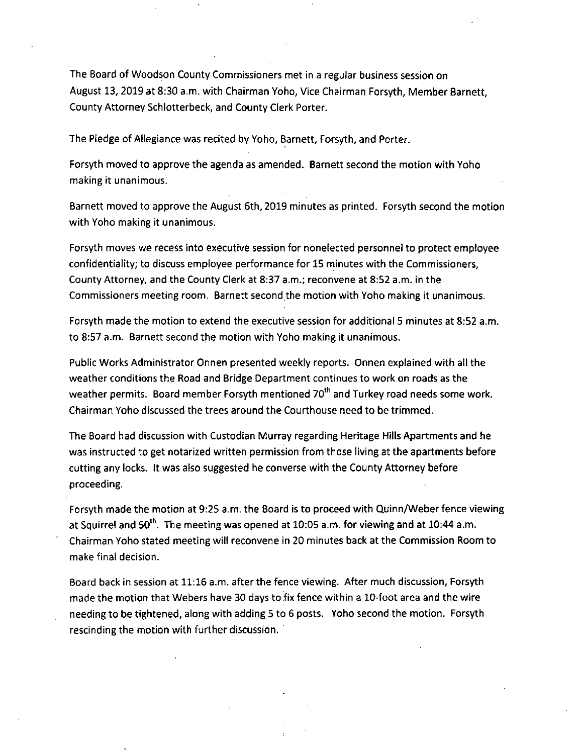The Board of Woodson County Commissioners met in a regular business session on August 13, 2019 at 8:30 a.m. with Chairman Yoho, Vice Chairman Forsyth, Member Barnett, County Attorney Schlotterbeck, and County Clerk Porter.

The Pledge of Allegiance was recited by Yoho, Barnett, Forsyth, and Porter.

Forsyth moved to approve the agenda as amended. Barnett second the motion with Yoho making it unanimous.

Barnett moved to approve the August 6th, 2019 minutes as printed. Forsyth second the motion with Yoho making it unanimous.

Forsyth moves we recess into executive session for nonelected personnel to protect employee confidentiality; to discuss employee performance for 15 minutes with the Commissioners, County Attorney, and the County Clerk at 8:37 a.m.; reconvene at 8:52 a.m. in the Commissioners meeting room. Barnett second the motion with Yoho making it unanimous.

Forsyth made the motion to extend the executive session for additional 5 minutes at 8:52 a.m. to 8:57 a.m. Barnett second the motion with Yoho making it unanimous.

Public Works Administrator Onnen presented weekly reports. Onnen explained with all the weather conditions the Road and Bridge Department continues to work on roads as the weather permits. Board member Forsyth mentioned 70th and Turkey road needs some work. Chairman Yoho discussed the trees around the Courthouse need to be trimmed.

The Board had discussion with Custodian Murray regarding Heritage Hills Apartments and he was instructed to get notarized written permission from those living at the apartments before cutting any locks. It was also suggested he converse with the County Attorney before proceeding.

Forsyth made the motion at 9:25 a.m. the Board is to proceed with Quinn/Weber fence viewing at Squirrel and 50th. The meeting was opened at 10:05 a.m. for viewing and at 10:44 a.m. Chairman Yoho stated meeting will reconvene in 20 minutes back at the Commission Room to make final decision.

Board back in session at 11:16 a.m. after the fence viewing. After much discussion, Forsyth made the motion that Webers have 30 days to fix fence within a 10-foot area and the wire needing to be tightened, along with adding 5 to 6 posts. Yoho second the motion. Forsyth rescinding the motion with further discussion.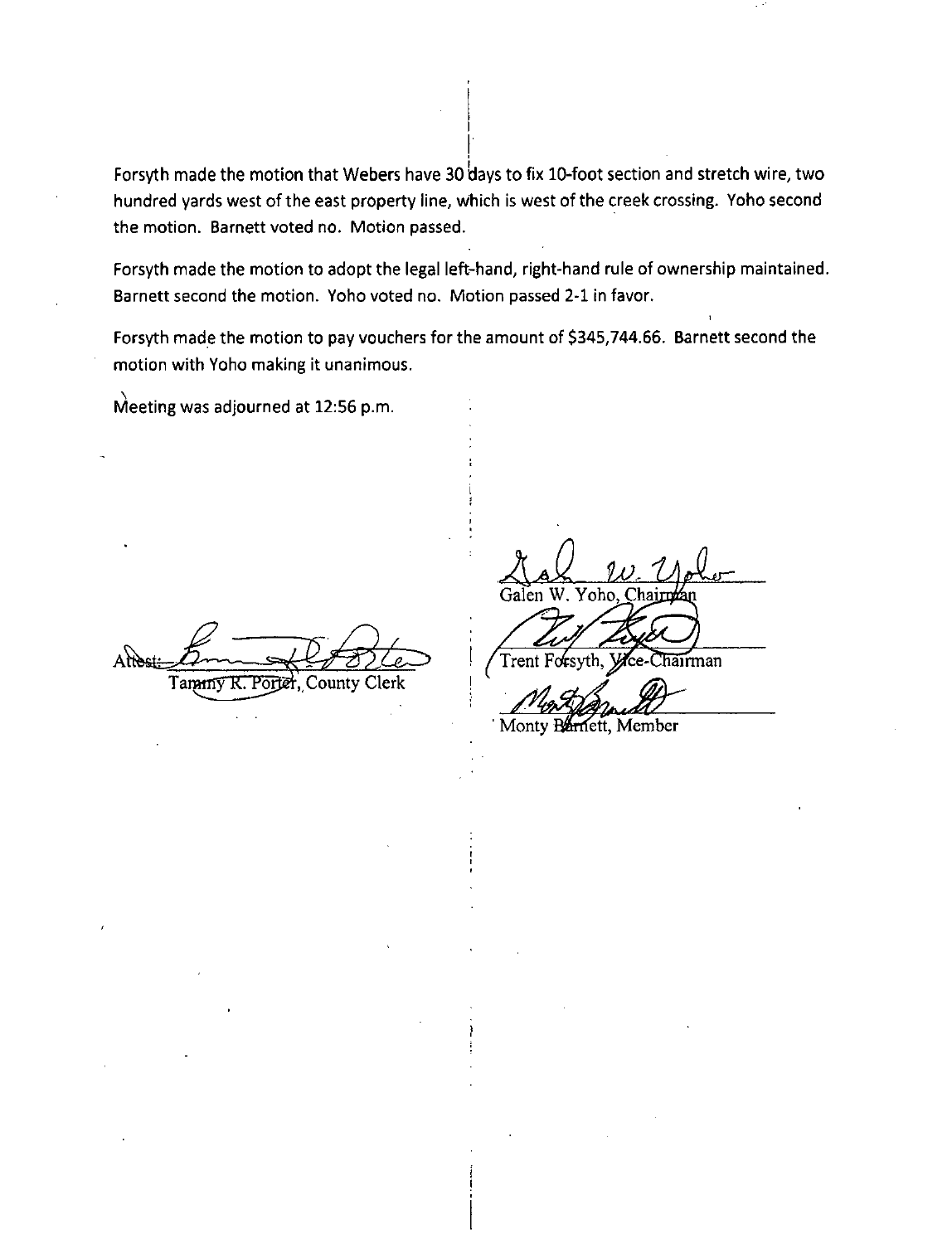Forsyth made the motion that Webers have 30 days to fix 10-foot section and stretch wire, two hundred yards west of the east property line, which is west of the creek crossing. Yoho second the motion. Barnett voted no. Motion passed.

Forsyth made the motion to adopt the legal left-hand, right-hand rule of ownership maintained. Barnett second the motion. Yoho voted no. Motion passed 2-1 in favor.

Forsyth made the motion to pay vouchers for the amount of $345,744.66. Barnett second the motion with Yoho making it unanimous.

Meeting was adjourned at 12:56 p.m.

Galen W. Yoho, Chairman

Trent Forsyth, Vice-Chairman

Monty Barnett, Member

Attest: Tammy R. Porter, County Clerk